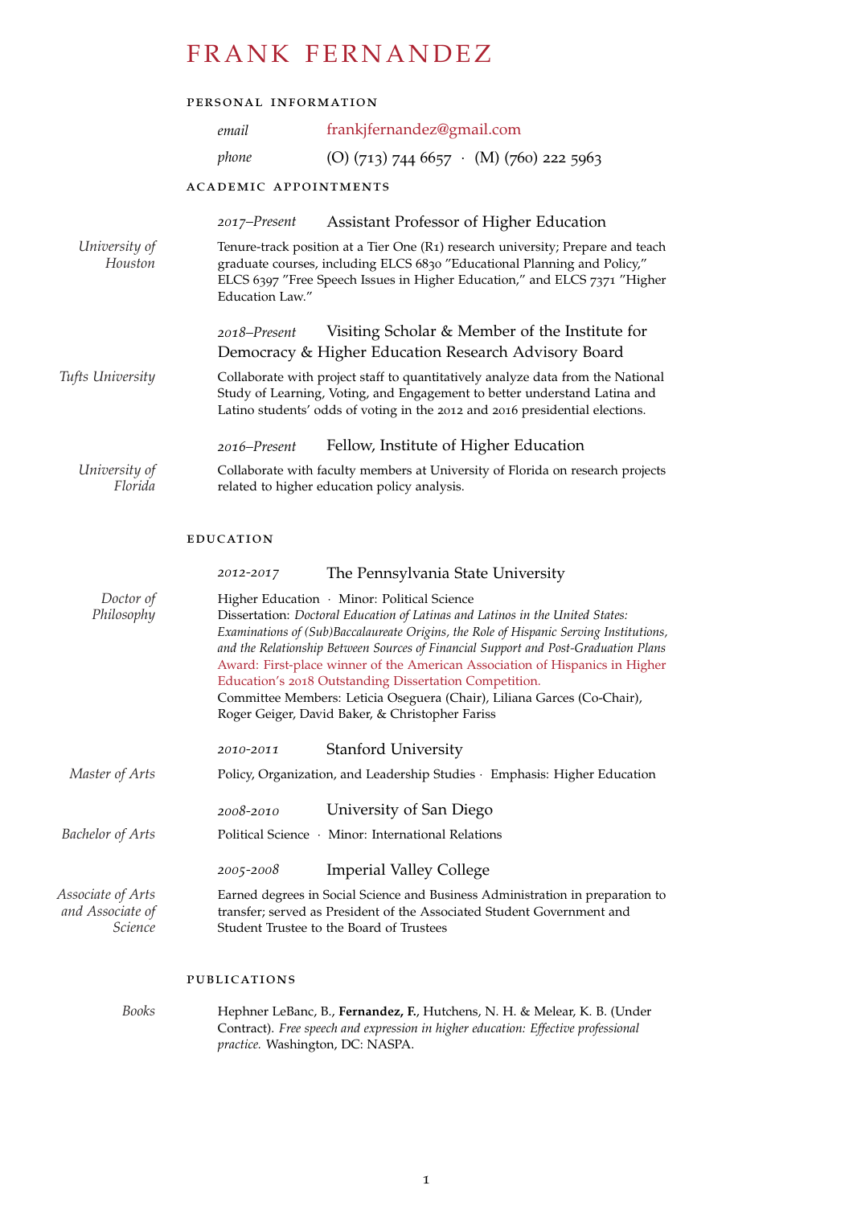# FRANK FERNANDEZ

## PERSONAL INFORMATION

*email* frankjfernandez@gmail.com

*phone* (O) (713) 744 6657 · (M) (760) 222 5963

## ACADEMIC APPOINTMENTS

**University of Houston**

*2017–Present* Assistant Professor of Higher Education

Tenure-track position at a Tier One (R1) research university; Prepare and teach graduate courses, including ELCS 6830 "Educational Planning and Policy," ELCS 6397 "Free Speech Issues in Higher Education," and ELCS 7371 "Higher Education Law."

**Tufts University**

*2018–Present* Visiting Scholar & Member of the Institute for Democracy & Higher Education Research Advisory Board

Collaborate with project staff to quantitatively analyze data from the National Study of Learning, Voting, and Engagement to better understand Latina and Latino students' odds of voting in the 2012 and 2016 presidential elections.

**University of Florida**

*2016–Present* Fellow, Institute of Higher Education

Collaborate with faculty members at University of Florida on research projects related to higher education policy analysis.

## EDUCATION

**Doctor of Philosophy**

*2012-2017* The Pennsylvania State University

Higher Education · Minor: Political Science
Dissertation: *Doctoral Education of Latinas and Latinos in the United States: Examinations of (Sub)Baccalaureate Origins, the Role of Hispanic Serving Institutions, and the Relationship Between Sources of Financial Support and Post-Graduation Plans*
Award: First-place winner of the American Association of Hispanics in Higher Education's 2018 Outstanding Dissertation Competition.
Committee Members: Leticia Oseguera (Chair), Liliana Garces (Co-Chair), Roger Geiger, David Baker, & Christopher Fariss

**Master of Arts**

*2010-2011* Stanford University

Policy, Organization, and Leadership Studies · Emphasis: Higher Education

**Bachelor of Arts**

*2008-2010* University of San Diego

Political Science · Minor: International Relations

**Associate of Arts and Associate of Science**

*2005-2008* Imperial Valley College

Earned degrees in Social Science and Business Administration in preparation to transfer; served as President of the Associated Student Government and Student Trustee to the Board of Trustees

## PUBLICATIONS

**Books**

Hephner LeBanc, B., **Fernandez, F.**, Hutchens, N. H. & Melear, K. B. (Under Contract). *Free speech and expression in higher education: Effective professional practice.* Washington, DC: NASPA.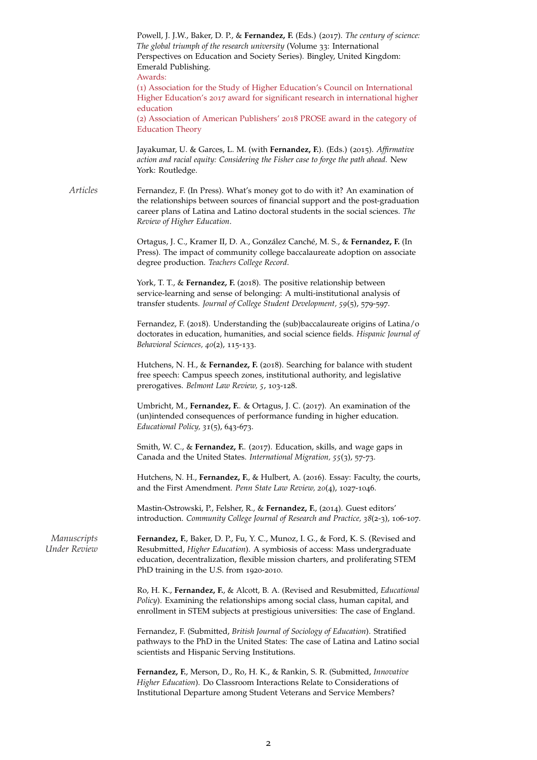Powell, J. J.W., Baker, D. P., & **Fernandez, F.** (Eds.) (2017). *The century of science: The global triumph of the research university* (Volume 33: International Perspectives on Education and Society Series). Bingley, United Kingdom: Emerald Publishing.
Awards:
(1) Association for the Study of Higher Education's Council on International Higher Education's 2017 award for significant research in international higher education
(2) Association of American Publishers' 2018 PROSE award in the category of Education Theory

Jayakumar, U. & Garces, L. M. (with **Fernandez, F.**). (Eds.) (2015). *Affirmative action and racial equity: Considering the Fisher case to forge the path ahead.* New York: Routledge.

## *Articles*

Fernandez, F. (In Press). What's money got to do with it? An examination of the relationships between sources of financial support and the post-graduation career plans of Latina and Latino doctoral students in the social sciences. *The Review of Higher Education.*

Ortagus, J. C., Kramer II, D. A., González Canché, M. S., & **Fernandez, F.** (In Press). The impact of community college baccalaureate adoption on associate degree production. *Teachers College Record.*

York, T. T., & **Fernandez, F.** (2018). The positive relationship between service-learning and sense of belonging: A multi-institutional analysis of transfer students. *Journal of College Student Development, 59*(5), 579-597.

Fernandez, F. (2018). Understanding the (sub)baccalaureate origins of Latina/o doctorates in education, humanities, and social science fields. *Hispanic Journal of Behavioral Sciences, 40*(2), 115-133.

Hutchens, N. H., & **Fernandez, F.** (2018). Searching for balance with student free speech: Campus speech zones, institutional authority, and legislative prerogatives. *Belmont Law Review, 5*, 103-128.

Umbricht, M., **Fernandez, F.**. & Ortagus, J. C. (2017). An examination of the (un)intended consequences of performance funding in higher education. *Educational Policy, 31*(5), 643-673.

Smith, W. C., & **Fernandez, F.**. (2017). Education, skills, and wage gaps in Canada and the United States. *International Migration, 55*(3), 57-73.

Hutchens, N. H., **Fernandez, F.**, & Hulbert, A. (2016). Essay: Faculty, the courts, and the First Amendment. *Penn State Law Review, 20*(4), 1027-1046.

Mastin-Ostrowski, P., Felsher, R., & **Fernandez, F.**, (2014). Guest editors' introduction. *Community College Journal of Research and Practice, 38*(2-3), 106-107.

## *Manuscripts Under Review*

**Fernandez, F.**, Baker, D. P., Fu, Y. C., Munoz, I. G., & Ford, K. S. (Revised and Resubmitted, *Higher Education*). A symbiosis of access: Mass undergraduate education, decentralization, flexible mission charters, and proliferating STEM PhD training in the U.S. from 1920-2010.

Ro, H. K., **Fernandez, F.**, & Alcott, B. A. (Revised and Resubmitted, *Educational Policy*). Examining the relationships among social class, human capital, and enrollment in STEM subjects at prestigious universities: The case of England.

Fernandez, F. (Submitted, *British Journal of Sociology of Education*). Stratified pathways to the PhD in the United States: The case of Latina and Latino social scientists and Hispanic Serving Institutions.

**Fernandez, F.**, Merson, D., Ro, H. K., & Rankin, S. R. (Submitted, *Innovative Higher Education*). Do Classroom Interactions Relate to Considerations of Institutional Departure among Student Veterans and Service Members?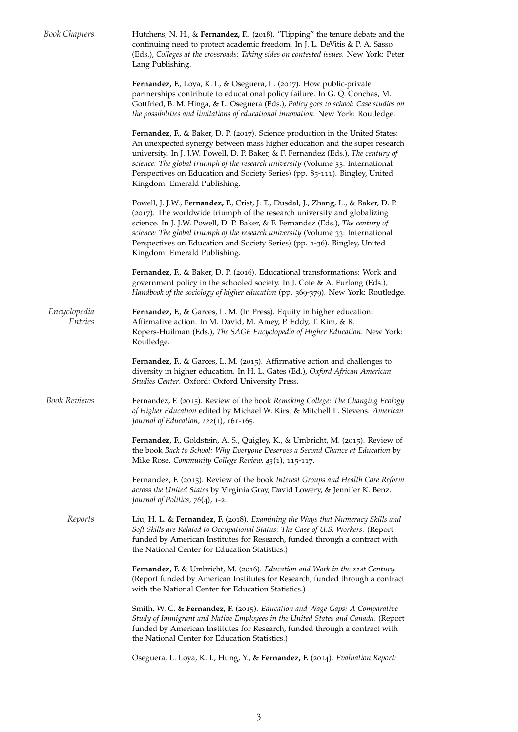*Book Chapters*

Hutchens, N. H., & **Fernandez, F.**. (2018). "Flipping" the tenure debate and the continuing need to protect academic freedom. In J. L. DeVitis & P. A. Sasso (Eds.), *Colleges at the crossroads: Taking sides on contested issues.* New York: Peter Lang Publishing.

**Fernandez, F.**, Loya, K. I., & Oseguera, L. (2017). How public-private partnerships contribute to educational policy failure. In G. Q. Conchas, M. Gottfried, B. M. Hinga, & L. Oseguera (Eds.), *Policy goes to school: Case studies on the possibilities and limitations of educational innovation.* New York: Routledge.

**Fernandez, F.**, & Baker, D. P. (2017). Science production in the United States: An unexpected synergy between mass higher education and the super research university. In J. J.W. Powell, D. P. Baker, & F. Fernandez (Eds.), *The century of science: The global triumph of the research university* (Volume 33: International Perspectives on Education and Society Series) (pp. 85-111). Bingley, United Kingdom: Emerald Publishing.

Powell, J. J.W., **Fernandez, F.**, Crist, J. T., Dusdal, J., Zhang, L., & Baker, D. P. (2017). The worldwide triumph of the research university and globalizing science. In J. J.W. Powell, D. P. Baker, & F. Fernandez (Eds.), *The century of science: The global triumph of the research university* (Volume 33: International Perspectives on Education and Society Series) (pp. 1-36). Bingley, United Kingdom: Emerald Publishing.

**Fernandez, F.**, & Baker, D. P. (2016). Educational transformations: Work and government policy in the schooled society. In J. Cote & A. Furlong (Eds.), *Handbook of the sociology of higher education* (pp. 369-379). New York: Routledge.

*Encyclopedia Entries*

**Fernandez, F.**, & Garces, L. M. (In Press). Equity in higher education: Affirmative action. In M. David, M. Amey, P. Eddy, T. Kim, & R. Ropers-Huilman (Eds.), *The SAGE Encyclopedia of Higher Education*. New York: Routledge.

**Fernandez, F.**, & Garces, L. M. (2015). Affirmative action and challenges to diversity in higher education. In H. L. Gates (Ed.), *Oxford African American Studies Center*. Oxford: Oxford University Press.

*Book Reviews*

Fernandez, F. (2015). Review of the book *Remaking College: The Changing Ecology of Higher Education* edited by Michael W. Kirst & Mitchell L. Stevens. *American Journal of Education, 122*(1), 161-165.

**Fernandez, F.**, Goldstein, A. S., Quigley, K., & Umbricht, M. (2015). Review of the book *Back to School: Why Everyone Deserves a Second Chance at Education* by Mike Rose. *Community College Review, 43*(1), 115-117.

Fernandez, F. (2015). Review of the book *Interest Groups and Health Care Reform across the United States* by Virginia Gray, David Lowery, & Jennifer K. Benz. *Journal of Politics, 76*(4), 1-2.

*Reports*

Liu, H. L. & **Fernandez, F.** (2018). *Examining the Ways that Numeracy Skills and Soft Skills are Related to Occupational Status: The Case of U.S. Workers.* (Report funded by American Institutes for Research, funded through a contract with the National Center for Education Statistics.)

**Fernandez, F.** & Umbricht, M. (2016). *Education and Work in the 21st Century.* (Report funded by American Institutes for Research, funded through a contract with the National Center for Education Statistics.)

Smith, W. C. & **Fernandez, F.** (2015). *Education and Wage Gaps: A Comparative Study of Immigrant and Native Employees in the United States and Canada.* (Report funded by American Institutes for Research, funded through a contract with the National Center for Education Statistics.)

Oseguera, L. Loya, K. I., Hung, Y., & **Fernandez, F.** (2014). *Evaluation Report:*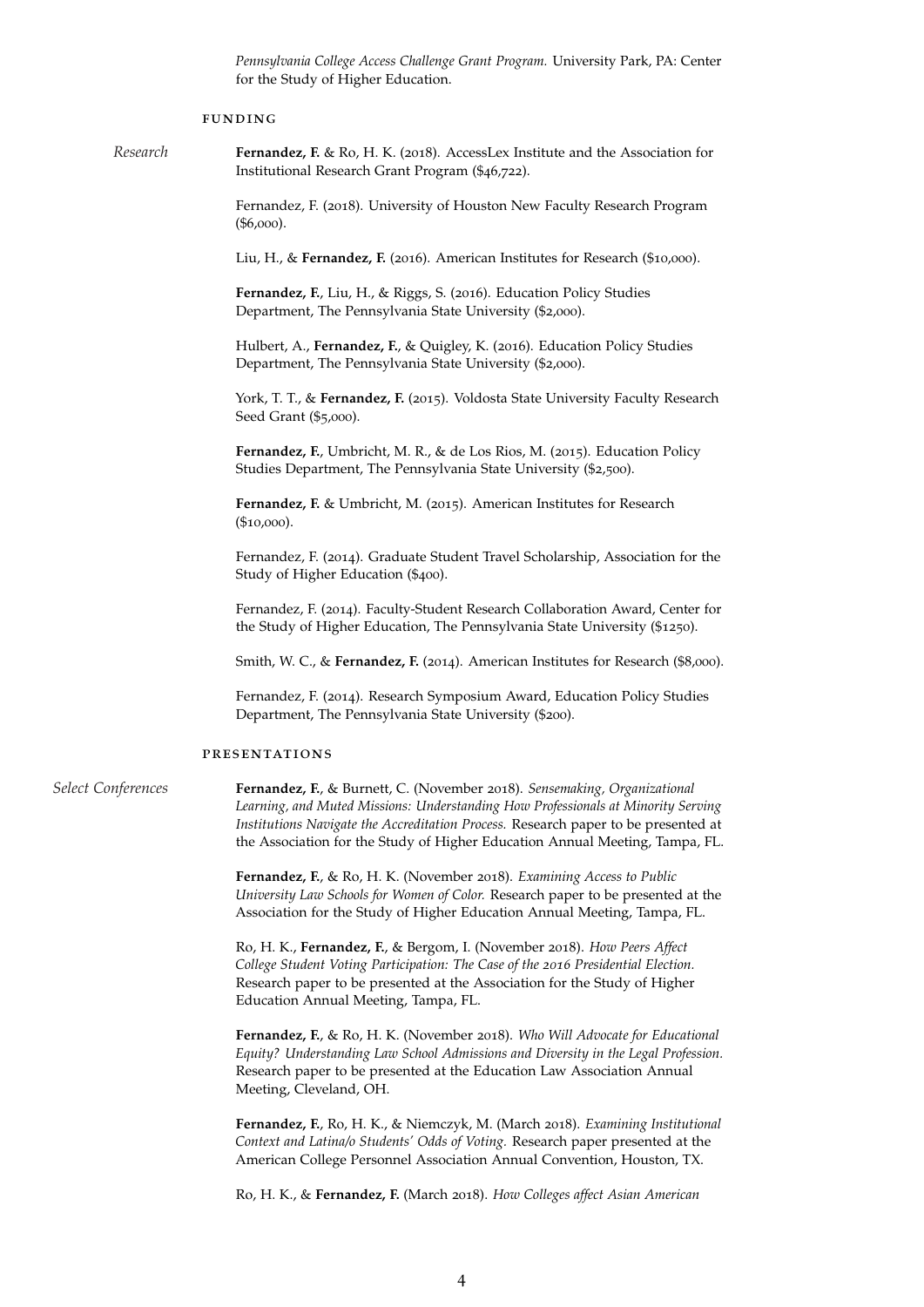*Pennsylvania College Access Challenge Grant Program.* University Park, PA: Center for the Study of Higher Education.

## Funding

*Research*

**Fernandez, F.** & Ro, H. K. (2018). AccessLex Institute and the Association for Institutional Research Grant Program ($46,722).

Fernandez, F. (2018). University of Houston New Faculty Research Program ($6,000).

Liu, H., & **Fernandez, F.** (2016). American Institutes for Research ($10,000).

**Fernandez, F.**, Liu, H., & Riggs, S. (2016). Education Policy Studies Department, The Pennsylvania State University ($2,000).

Hulbert, A., **Fernandez, F.**, & Quigley, K. (2016). Education Policy Studies Department, The Pennsylvania State University ($2,000).

York, T. T., & **Fernandez, F.** (2015). Voldosta State University Faculty Research Seed Grant ($5,000).

**Fernandez, F.**, Umbricht, M. R., & de Los Rios, M. (2015). Education Policy Studies Department, The Pennsylvania State University ($2,500).

**Fernandez, F.** & Umbricht, M. (2015). American Institutes for Research ($10,000).

Fernandez, F. (2014). Graduate Student Travel Scholarship, Association for the Study of Higher Education ($400).

Fernandez, F. (2014). Faculty-Student Research Collaboration Award, Center for the Study of Higher Education, The Pennsylvania State University ($1250).

Smith, W. C., & **Fernandez, F.** (2014). American Institutes for Research ($8,000).

Fernandez, F. (2014). Research Symposium Award, Education Policy Studies Department, The Pennsylvania State University ($200).

## Presentations

*Select Conferences*

**Fernandez, F.**, & Burnett, C. (November 2018). *Sensemaking, Organizational Learning, and Muted Missions: Understanding How Professionals at Minority Serving Institutions Navigate the Accreditation Process.* Research paper to be presented at the Association for the Study of Higher Education Annual Meeting, Tampa, FL.

**Fernandez, F.**, & Ro, H. K. (November 2018). *Examining Access to Public University Law Schools for Women of Color.* Research paper to be presented at the Association for the Study of Higher Education Annual Meeting, Tampa, FL.

Ro, H. K., **Fernandez, F.**, & Bergom, I. (November 2018). *How Peers Affect College Student Voting Participation: The Case of the 2016 Presidential Election.* Research paper to be presented at the Association for the Study of Higher Education Annual Meeting, Tampa, FL.

**Fernandez, F.**, & Ro, H. K. (November 2018). *Who Will Advocate for Educational Equity? Understanding Law School Admissions and Diversity in the Legal Profession.* Research paper to be presented at the Education Law Association Annual Meeting, Cleveland, OH.

**Fernandez, F.**, Ro, H. K., & Niemczyk, M. (March 2018). *Examining Institutional Context and Latina/o Students' Odds of Voting.* Research paper presented at the American College Personnel Association Annual Convention, Houston, TX.

Ro, H. K., & **Fernandez, F.** (March 2018). *How Colleges affect Asian American*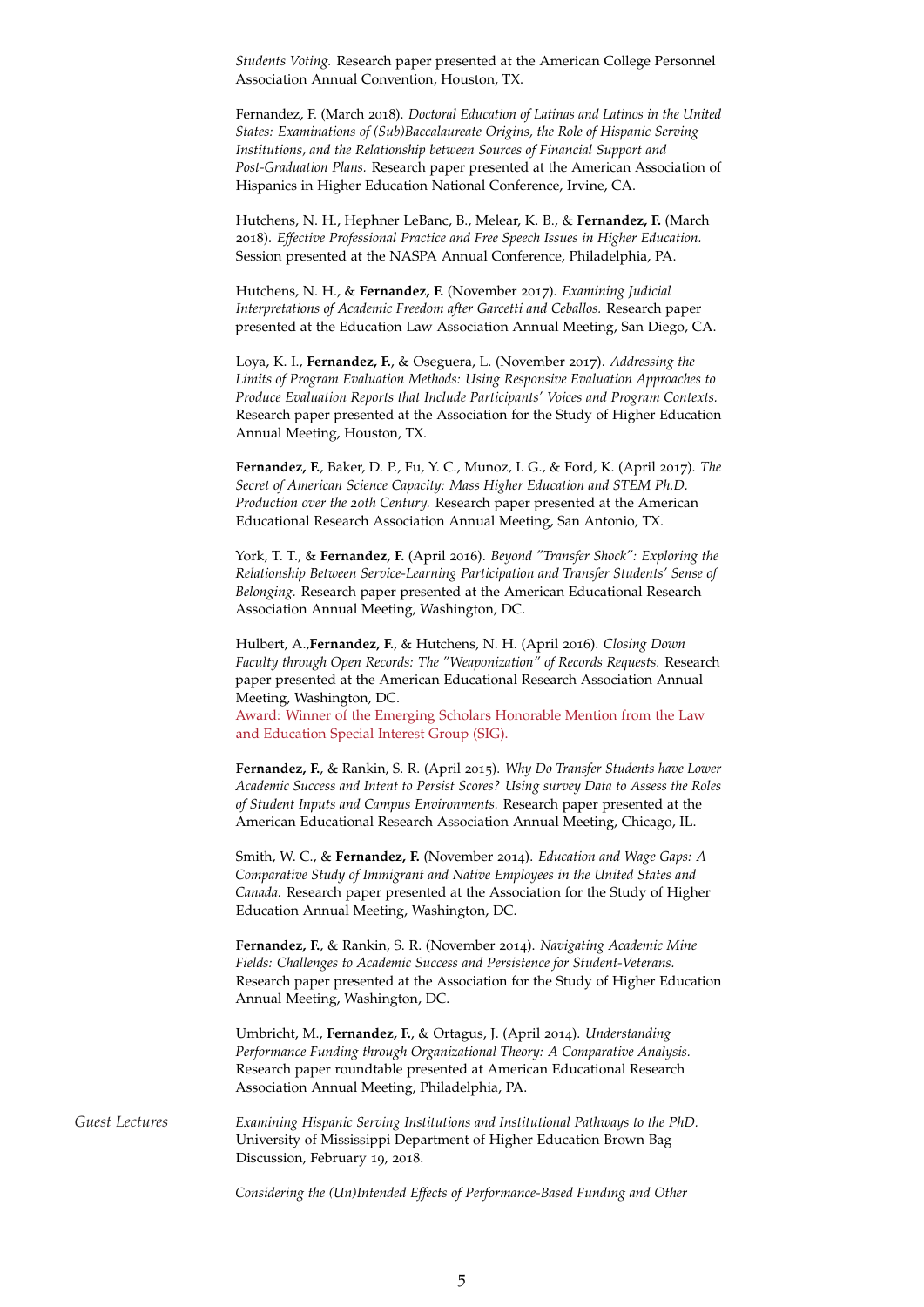*Students Voting.* Research paper presented at the American College Personnel Association Annual Convention, Houston, TX.

Fernandez, F. (March 2018). *Doctoral Education of Latinas and Latinos in the United States: Examinations of (Sub)Baccalaureate Origins, the Role of Hispanic Serving Institutions, and the Relationship between Sources of Financial Support and Post-Graduation Plans.* Research paper presented at the American Association of Hispanics in Higher Education National Conference, Irvine, CA.

Hutchens, N. H., Hephner LeBanc, B., Melear, K. B., & **Fernandez, F.** (March 2018). *Effective Professional Practice and Free Speech Issues in Higher Education.* Session presented at the NASPA Annual Conference, Philadelphia, PA.

Hutchens, N. H., & **Fernandez, F.** (November 2017). *Examining Judicial Interpretations of Academic Freedom after Garcetti and Ceballos.* Research paper presented at the Education Law Association Annual Meeting, San Diego, CA.

Loya, K. I., **Fernandez, F.**, & Oseguera, L. (November 2017). *Addressing the Limits of Program Evaluation Methods: Using Responsive Evaluation Approaches to Produce Evaluation Reports that Include Participants' Voices and Program Contexts.* Research paper presented at the Association for the Study of Higher Education Annual Meeting, Houston, TX.

**Fernandez, F.**, Baker, D. P., Fu, Y. C., Munoz, I. G., & Ford, K. (April 2017). *The Secret of American Science Capacity: Mass Higher Education and STEM Ph.D. Production over the 20th Century.* Research paper presented at the American Educational Research Association Annual Meeting, San Antonio, TX.

York, T. T., & **Fernandez, F.** (April 2016). *Beyond "Transfer Shock": Exploring the Relationship Between Service-Learning Participation and Transfer Students' Sense of Belonging.* Research paper presented at the American Educational Research Association Annual Meeting, Washington, DC.

Hulbert, A.,**Fernandez, F.**, & Hutchens, N. H. (April 2016). *Closing Down Faculty through Open Records: The "Weaponization" of Records Requests.* Research paper presented at the American Educational Research Association Annual Meeting, Washington, DC.
Award: Winner of the Emerging Scholars Honorable Mention from the Law and Education Special Interest Group (SIG).

**Fernandez, F.**, & Rankin, S. R. (April 2015). *Why Do Transfer Students have Lower Academic Success and Intent to Persist Scores? Using survey Data to Assess the Roles of Student Inputs and Campus Environments.* Research paper presented at the American Educational Research Association Annual Meeting, Chicago, IL.

Smith, W. C., & **Fernandez, F.** (November 2014). *Education and Wage Gaps: A Comparative Study of Immigrant and Native Employees in the United States and Canada.* Research paper presented at the Association for the Study of Higher Education Annual Meeting, Washington, DC.

**Fernandez, F.**, & Rankin, S. R. (November 2014). *Navigating Academic Mine Fields: Challenges to Academic Success and Persistence for Student-Veterans.* Research paper presented at the Association for the Study of Higher Education Annual Meeting, Washington, DC.

Umbricht, M., **Fernandez, F.**, & Ortagus, J. (April 2014). *Understanding Performance Funding through Organizational Theory: A Comparative Analysis.* Research paper roundtable presented at American Educational Research Association Annual Meeting, Philadelphia, PA.

*Guest Lectures*

*Examining Hispanic Serving Institutions and Institutional Pathways to the PhD.* University of Mississippi Department of Higher Education Brown Bag Discussion, February 19, 2018.

*Considering the (Un)Intended Effects of Performance-Based Funding and Other*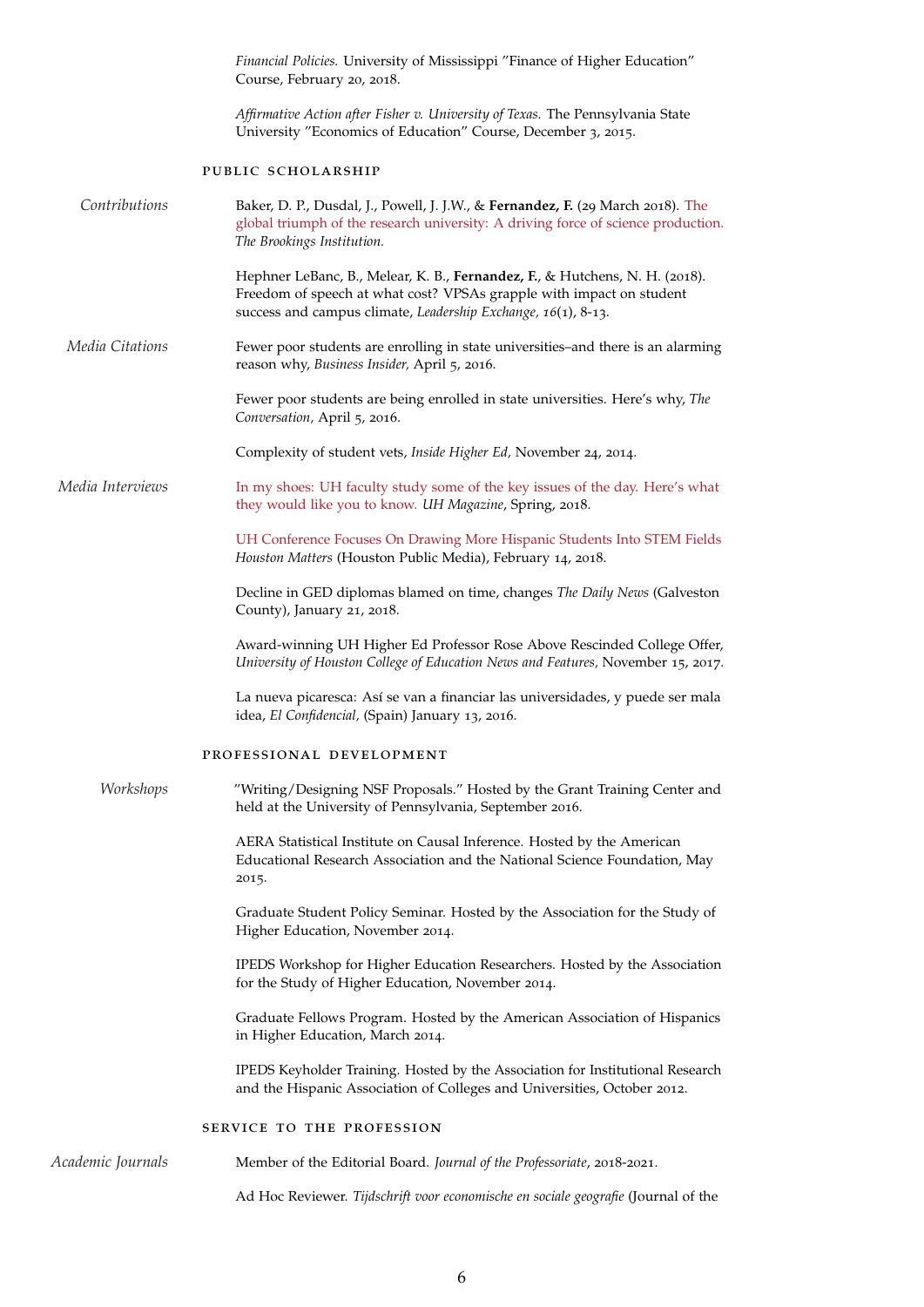*Financial Policies.* University of Mississippi "Finance of Higher Education" Course, February 20, 2018.

*Affirmative Action after Fisher v. University of Texas.* The Pennsylvania State University "Economics of Education" Course, December 3, 2015.

## PUBLIC SCHOLARSHIP

*Contributions*

Baker, D. P., Dusdal, J., Powell, J. J.W., & **Fernandez, F.** (29 March 2018). The global triumph of the research university: A driving force of science production. *The Brookings Institution.*

Hephner LeBanc, B., Melear, K. B., **Fernandez, F.**, & Hutchens, N. H. (2018). Freedom of speech at what cost? VPSAs grapple with impact on student success and campus climate, *Leadership Exchange, 16*(1), 8-13.

*Media Citations*

Fewer poor students are enrolling in state universities–and there is an alarming reason why, *Business Insider,* April 5, 2016.

Fewer poor students are being enrolled in state universities. Here's why, *The Conversation,* April 5, 2016.

Complexity of student vets, *Inside Higher Ed,* November 24, 2014.

*Media Interviews*

In my shoes: UH faculty study some of the key issues of the day. Here's what they would like you to know. *UH Magazine*, Spring, 2018.

UH Conference Focuses On Drawing More Hispanic Students Into STEM Fields *Houston Matters* (Houston Public Media), February 14, 2018.

Decline in GED diplomas blamed on time, changes *The Daily News* (Galveston County), January 21, 2018.

Award-winning UH Higher Ed Professor Rose Above Rescinded College Offer, *University of Houston College of Education News and Features,* November 15, 2017.

La nueva picaresca: Así se van a financiar las universidades, y puede ser mala idea, *El Confidencial,* (Spain) January 13, 2016.

## PROFESSIONAL DEVELOPMENT

*Workshops*

"Writing/Designing NSF Proposals." Hosted by the Grant Training Center and held at the University of Pennsylvania, September 2016.

AERA Statistical Institute on Causal Inference. Hosted by the American Educational Research Association and the National Science Foundation, May 2015.

Graduate Student Policy Seminar. Hosted by the Association for the Study of Higher Education, November 2014.

IPEDS Workshop for Higher Education Researchers. Hosted by the Association for the Study of Higher Education, November 2014.

Graduate Fellows Program. Hosted by the American Association of Hispanics in Higher Education, March 2014.

IPEDS Keyholder Training. Hosted by the Association for Institutional Research and the Hispanic Association of Colleges and Universities, October 2012.

## SERVICE TO THE PROFESSION

*Academic Journals*

Member of the Editorial Board. *Journal of the Professoriate*, 2018-2021.

Ad Hoc Reviewer. *Tijdschrift voor economische en sociale geografie* (Journal of the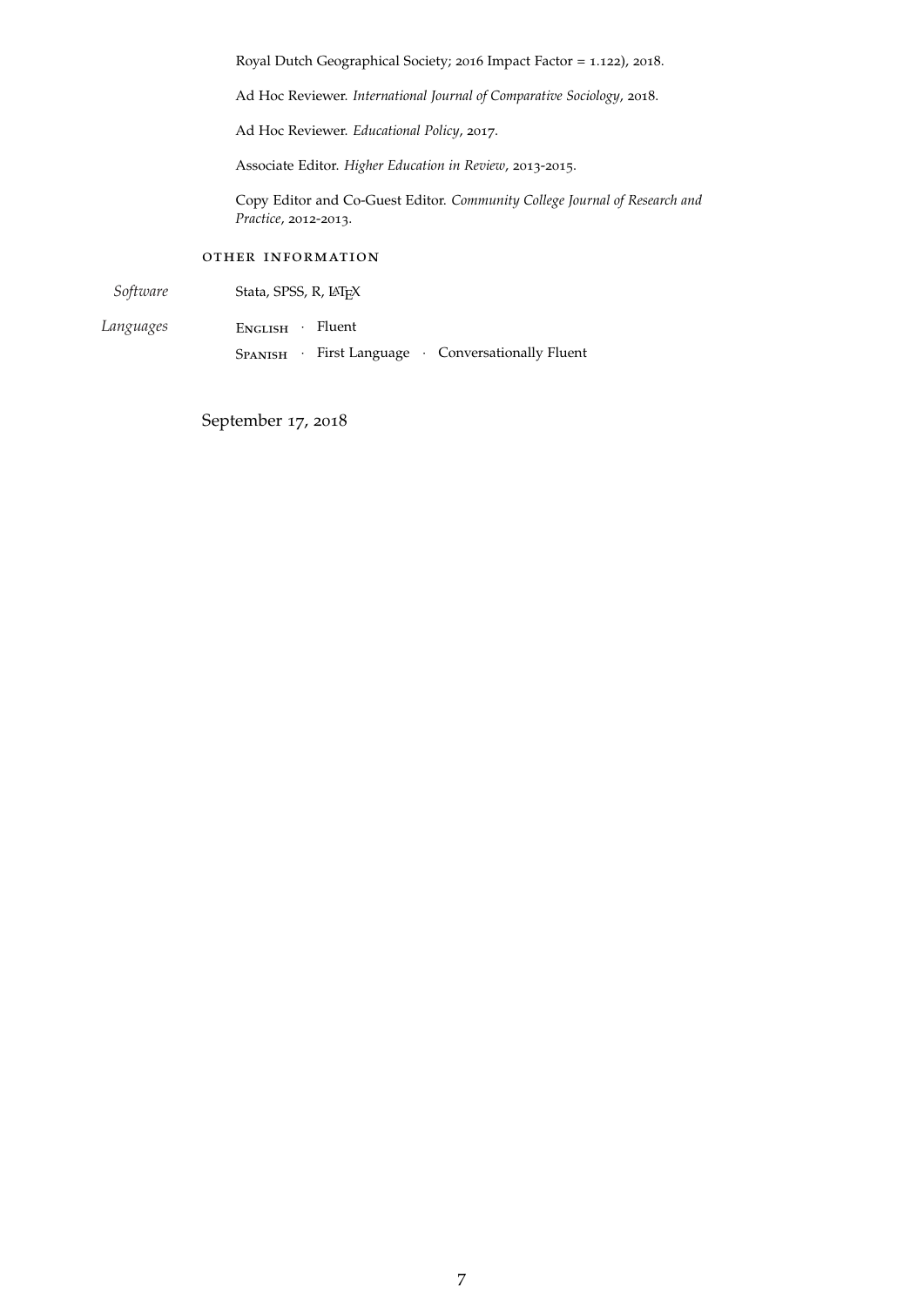Royal Dutch Geographical Society; 2016 Impact Factor = 1.122), 2018.

Ad Hoc Reviewer. *International Journal of Comparative Sociology*, 2018.

Ad Hoc Reviewer. *Educational Policy*, 2017.

Associate Editor. *Higher Education in Review*, 2013-2015.

Copy Editor and Co-Guest Editor. *Community College Journal of Research and Practice*, 2012-2013.

## OTHER INFORMATION

*Software* Stata, SPSS, R, LaTeX

*Languages* English · Fluent

Spanish · First Language · Conversationally Fluent

September 17, 2018